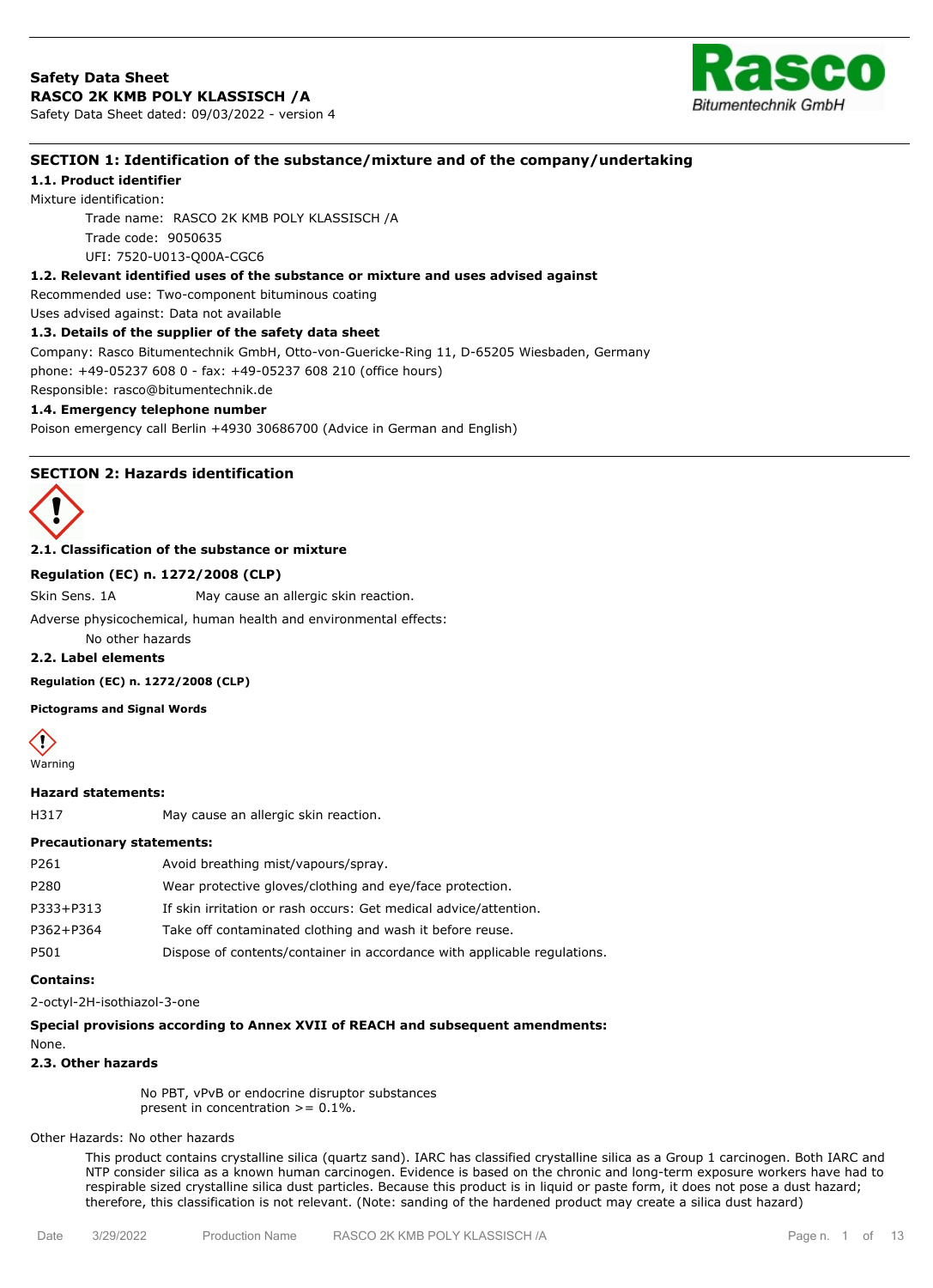**Safety Data Sheet**
**RASCO 2K KMB POLY KLASSISCH /A**
Safety Data Sheet dated: 09/03/2022 - version 4

Rasco
Bitumentechnik GmbH

## SECTION 1: Identification of the substance/mixture and of the company/undertaking

### 1.1. Product identifier

Mixture identification:

Trade name: RASCO 2K KMB POLY KLASSISCH /A
Trade code: 9050635
UFI: 7520-U013-Q00A-CGC6

### 1.2. Relevant identified uses of the substance or mixture and uses advised against

Recommended use: Two-component bituminous coating
Uses advised against: Data not available

### 1.3. Details of the supplier of the safety data sheet

Company: Rasco Bitumentechnik GmbH, Otto-von-Guericke-Ring 11, D-65205 Wiesbaden, Germany
phone: +49-05237 608 0 - fax: +49-05237 608 210 (office hours)
Responsible: rasco@bitumentechnik.de

### 1.4. Emergency telephone number

Poison emergency call Berlin +4930 30686700 (Advice in German and English)

## SECTION 2: Hazards identification

### 2.1. Classification of the substance or mixture

**Regulation (EC) n. 1272/2008 (CLP)**

Skin Sens. 1A May cause an allergic skin reaction.

Adverse physicochemical, human health and environmental effects:

No other hazards

### 2.2. Label elements

**Regulation (EC) n. 1272/2008 (CLP)**

**Pictograms and Signal Words**

Warning

**Hazard statements:**

| | |
|---|---|
| H317 | May cause an allergic skin reaction. |

**Precautionary statements:**

| | |
|---|---|
| P261 | Avoid breathing mist/vapours/spray. |
| P280 | Wear protective gloves/clothing and eye/face protection. |
| P333+P313 | If skin irritation or rash occurs: Get medical advice/attention. |
| P362+P364 | Take off contaminated clothing and wash it before reuse. |
| P501 | Dispose of contents/container in accordance with applicable regulations. |

**Contains:**

2-octyl-2H-isothiazol-3-one

**Special provisions according to Annex XVII of REACH and subsequent amendments:**

None.

### 2.3. Other hazards

No PBT, vPvB or endocrine disruptor substances present in concentration >= 0.1%.

Other Hazards: No other hazards

This product contains crystalline silica (quartz sand). IARC has classified crystalline silica as a Group 1 carcinogen. Both IARC and NTP consider silica as a known human carcinogen. Evidence is based on the chronic and long-term exposure workers have had to respirable sized crystalline silica dust particles. Because this product is in liquid or paste form, it does not pose a dust hazard; therefore, this classification is not relevant. (Note: sanding of the hardened product may create a silica dust hazard)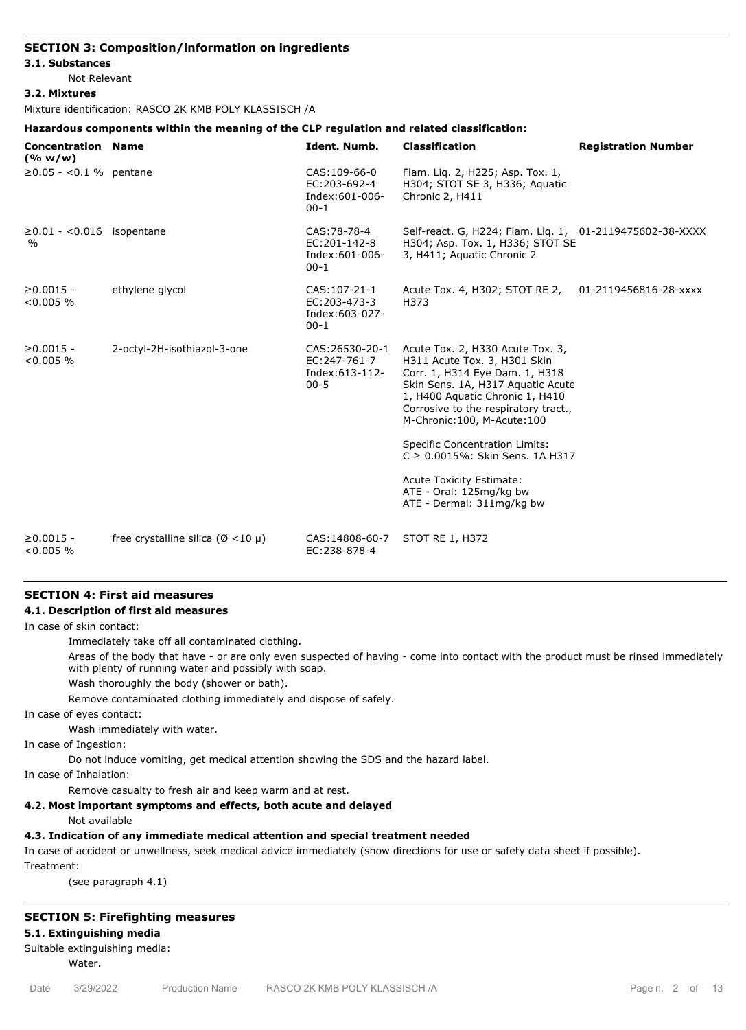## SECTION 3: Composition/information on ingredients

### 3.1. Substances

Not Relevant

### 3.2. Mixtures

Mixture identification: RASCO 2K KMB POLY KLASSISCH /A

**Hazardous components within the meaning of the CLP regulation and related classification:**

| Concentration (% w/w) | Name | Ident. Numb. | Classification | Registration Number |
|---|---|---|---|---|
| ≥0.05 - <0.1 % | pentane | CAS:109-66-0 EC:203-692-4 Index:601-006-00-1 | Flam. Liq. 2, H225; Asp. Tox. 1, H304; STOT SE 3, H336; Aquatic Chronic 2, H411 | |
| ≥0.01 - <0.016 % | isopentane | CAS:78-78-4 EC:201-142-8 Index:601-006-00-1 | Self-react. G, H224; Flam. Liq. 1, H304; Asp. Tox. 1, H336; STOT SE 3, H411; Aquatic Chronic 2 | 01-2119475602-38-XXXX |
| ≥0.0015 - <0.005 % | ethylene glycol | CAS:107-21-1 EC:203-473-3 Index:603-027-00-1 | Acute Tox. 4, H302; STOT RE 2, H373 | 01-2119456816-28-xxxx |
| ≥0.0015 - <0.005 % | 2-octyl-2H-isothiazol-3-one | CAS:26530-20-1 EC:247-761-7 Index:613-112-00-5 | Acute Tox. 2, H330 Acute Tox. 3, H311 Acute Tox. 3, H301 Skin Corr. 1, H314 Eye Dam. 1, H318 Skin Sens. 1A, H317 Aquatic Acute 1, H400 Aquatic Chronic 1, H410 Corrosive to the respiratory tract., M-Chronic:100, M-Acute:100<br><br>Specific Concentration Limits: C ≥ 0.0015%: Skin Sens. 1A H317<br><br>Acute Toxicity Estimate: ATE - Oral: 125mg/kg bw ATE - Dermal: 311mg/kg bw | |
| ≥0.0015 - <0.005 % | free crystalline silica (Ø <10 µ) | CAS:14808-60-7 EC:238-878-4 | STOT RE 1, H372 | |

## SECTION 4: First aid measures

### 4.1. Description of first aid measures

In case of skin contact:

Immediately take off all contaminated clothing.

Areas of the body that have - or are only even suspected of having - come into contact with the product must be rinsed immediately with plenty of running water and possibly with soap.

Wash thoroughly the body (shower or bath).

Remove contaminated clothing immediately and dispose of safely.

In case of eyes contact:

Wash immediately with water.

In case of Ingestion:

Do not induce vomiting, get medical attention showing the SDS and the hazard label.

In case of Inhalation:

Remove casualty to fresh air and keep warm and at rest.

### 4.2. Most important symptoms and effects, both acute and delayed

Not available

### 4.3. Indication of any immediate medical attention and special treatment needed

In case of accident or unwellness, seek medical advice immediately (show directions for use or safety data sheet if possible).

Treatment:

(see paragraph 4.1)

## SECTION 5: Firefighting measures

### 5.1. Extinguishing media

Suitable extinguishing media:

Water.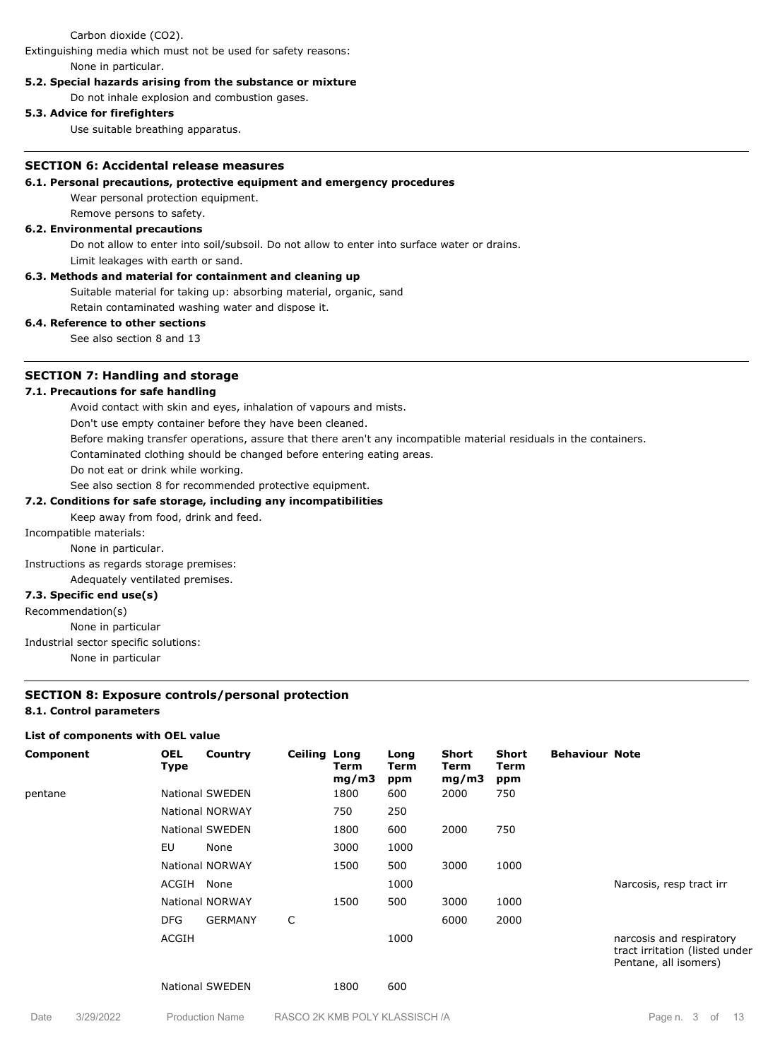Carbon dioxide ($CO_2$).

Extinguishing media which must not be used for safety reasons:

None in particular.

**5.2. Special hazards arising from the substance or mixture**

Do not inhale explosion and combustion gases.

**5.3. Advice for firefighters**

Use suitable breathing apparatus.

## SECTION 6: Accidental release measures

**6.1. Personal precautions, protective equipment and emergency procedures**

Wear personal protection equipment.

Remove persons to safety.

**6.2. Environmental precautions**

Do not allow to enter into soil/subsoil. Do not allow to enter into surface water or drains.

Limit leakages with earth or sand.

**6.3. Methods and material for containment and cleaning up**

Suitable material for taking up: absorbing material, organic, sand

Retain contaminated washing water and dispose it.

**6.4. Reference to other sections**

See also section 8 and 13

## SECTION 7: Handling and storage

**7.1. Precautions for safe handling**

Avoid contact with skin and eyes, inhalation of vapours and mists.

Don't use empty container before they have been cleaned.

Before making transfer operations, assure that there aren't any incompatible material residuals in the containers.

Contaminated clothing should be changed before entering eating areas.

Do not eat or drink while working.

See also section 8 for recommended protective equipment.

**7.2. Conditions for safe storage, including any incompatibilities**

Keep away from food, drink and feed.

Incompatible materials:

None in particular.

Instructions as regards storage premises:

Adequately ventilated premises.

**7.3. Specific end use(s)**

Recommendation(s)

None in particular

Industrial sector specific solutions:

None in particular

## SECTION 8: Exposure controls/personal protection

**8.1. Control parameters**

**List of components with OEL value**

| Component | OEL Type | Country | Ceiling | Long Term mg/m3 | Long Term ppm | Short Term mg/m3 | Short Term ppm | Behaviour | Note |
|---|---|---|---|---|---|---|---|---|---|
| pentane | National | SWEDEN | | 1800 | 600 | 2000 | 750 | | |
| | National | NORWAY | | 750 | 250 | | | | |
| | National | SWEDEN | | 1800 | 600 | 2000 | 750 | | |
| | EU | None | | 3000 | 1000 | | | | |
| | National | NORWAY | | 1500 | 500 | 3000 | 1000 | | |
| | ACGIH | None | | | 1000 | | | | Narcosis, resp tract irr |
| | National | NORWAY | | 1500 | 500 | 3000 | 1000 | | |
| | DFG | GERMANY | C | | | 6000 | 2000 | | |
| | ACGIH | | | | 1000 | | | | narcosis and respiratory tract irritation (listed under Pentane, all isomers) |
| | National | SWEDEN | | 1800 | 600 | | | | |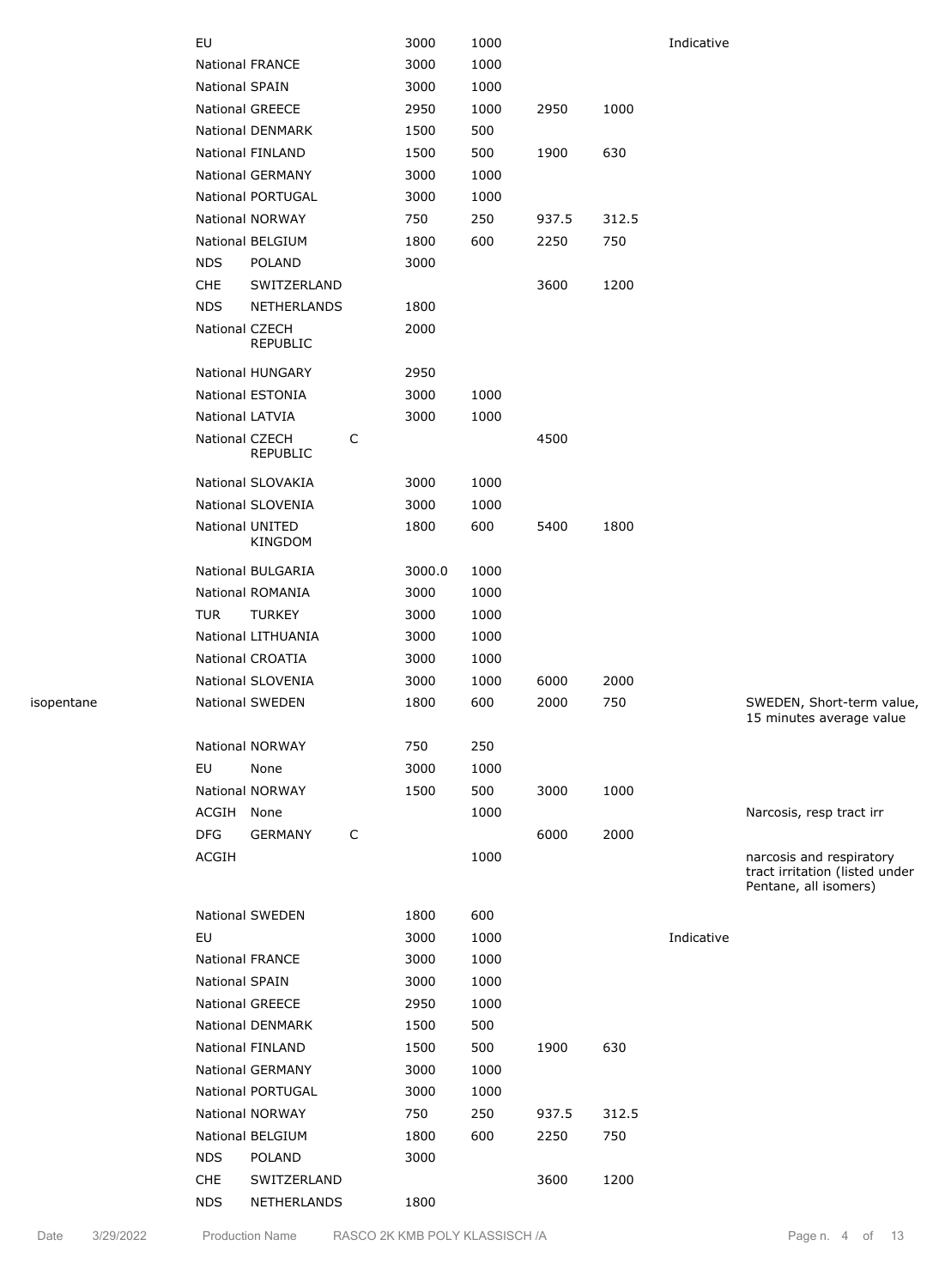| Substance | Type | Country | Ceiling | TWA/8h mg/m3 | TWA/8h ppm | STEL/15min mg/m3 | STEL/15min ppm | Remarks | Notes |
|---|---|---|---|---|---|---|---|---|---|
| | EU | | | 3000 | 1000 | | | Indicative | |
| | National | FRANCE | | 3000 | 1000 | | | | |
| | National | SPAIN | | 3000 | 1000 | | | | |
| | National | GREECE | | 2950 | 1000 | 2950 | 1000 | | |
| | National | DENMARK | | 1500 | 500 | | | | |
| | National | FINLAND | | 1500 | 500 | 1900 | 630 | | |
| | National | GERMANY | | 3000 | 1000 | | | | |
| | National | PORTUGAL | | 3000 | 1000 | | | | |
| | National | NORWAY | | 750 | 250 | 937.5 | 312.5 | | |
| | National | BELGIUM | | 1800 | 600 | 2250 | 750 | | |
| | NDS | POLAND | | 3000 | | | | | |
| | CHE | SWITZERLAND | | | | 3600 | 1200 | | |
| | NDS | NETHERLANDS | | 1800 | | | | | |
| | National | CZECH REPUBLIC | | 2000 | | | | | |
| | National | HUNGARY | | 2950 | | | | | |
| | National | ESTONIA | | 3000 | 1000 | | | | |
| | National | LATVIA | | 3000 | 1000 | | | | |
| | National | CZECH REPUBLIC | C | | | 4500 | | | |
| | National | SLOVAKIA | | 3000 | 1000 | | | | |
| | National | SLOVENIA | | 3000 | 1000 | | | | |
| | National | UNITED KINGDOM | | 1800 | 600 | 5400 | 1800 | | |
| | National | BULGARIA | | 3000.0 | 1000 | | | | |
| | National | ROMANIA | | 3000 | 1000 | | | | |
| | TUR | TURKEY | | 3000 | 1000 | | | | |
| | National | LITHUANIA | | 3000 | 1000 | | | | |
| | National | CROATIA | | 3000 | 1000 | | | | |
| | National | SLOVENIA | | 3000 | 1000 | 6000 | 2000 | | |
| isopentane | National | SWEDEN | | 1800 | 600 | 2000 | 750 | | SWEDEN, Short-term value, 15 minutes average value |
| | National | NORWAY | | 750 | 250 | | | | |
| | EU | None | | 3000 | 1000 | | | | |
| | National | NORWAY | | 1500 | 500 | 3000 | 1000 | | |
| | ACGIH | None | | | 1000 | | | | Narcosis, resp tract irr |
| | DFG | GERMANY | C | | | 6000 | 2000 | | |
| | ACGIH | | | | 1000 | | | | narcosis and respiratory tract irritation (listed under Pentane, all isomers) |
| | National | SWEDEN | | 1800 | 600 | | | | |
| | EU | | | 3000 | 1000 | | | Indicative | |
| | National | FRANCE | | 3000 | 1000 | | | | |
| | National | SPAIN | | 3000 | 1000 | | | | |
| | National | GREECE | | 2950 | 1000 | | | | |
| | National | DENMARK | | 1500 | 500 | | | | |
| | National | FINLAND | | 1500 | 500 | 1900 | 630 | | |
| | National | GERMANY | | 3000 | 1000 | | | | |
| | National | PORTUGAL | | 3000 | 1000 | | | | |
| | National | NORWAY | | 750 | 250 | 937.5 | 312.5 | | |
| | National | BELGIUM | | 1800 | 600 | 2250 | 750 | | |
| | NDS | POLAND | | 3000 | | | | | |
| | CHE | SWITZERLAND | | | | 3600 | 1200 | | |
| | NDS | NETHERLANDS | | 1800 | | | | | |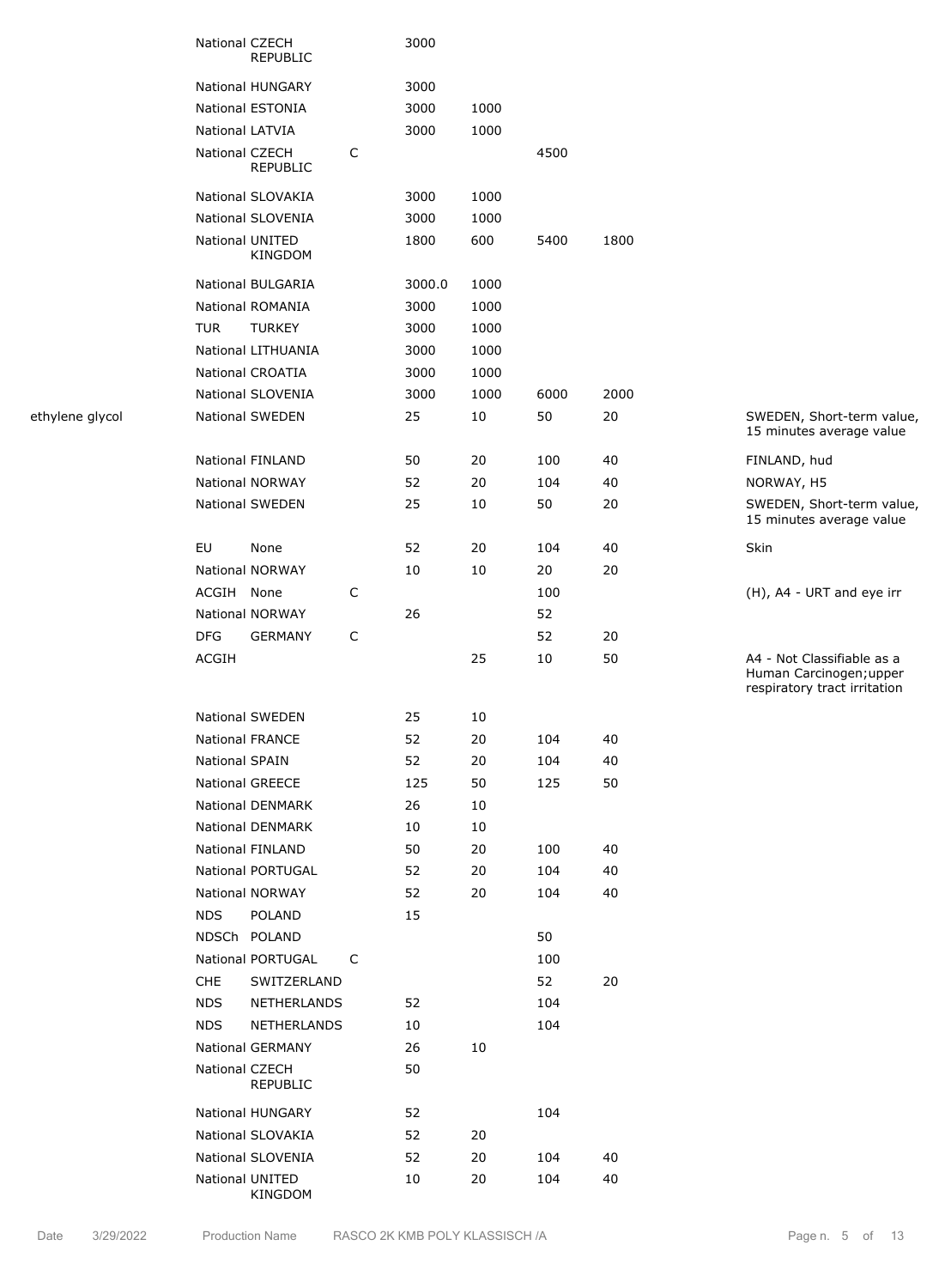| | | | | | | | |
|---|---|---|---|---|---|---|---|
| | National | CZECH REPUBLIC | | 3000 | | | | |
| | National | HUNGARY | | 3000 | | | | |
| | National | ESTONIA | | 3000 | 1000 | | | |
| | National | LATVIA | | 3000 | 1000 | | | |
| | National | CZECH REPUBLIC | C | | | 4500 | | |
| | National | SLOVAKIA | | 3000 | 1000 | | | |
| | National | SLOVENIA | | 3000 | 1000 | | | |
| | National | UNITED KINGDOM | | 1800 | 600 | 5400 | 1800 | |
| | National | BULGARIA | | 3000.0 | 1000 | | | |
| | National | ROMANIA | | 3000 | 1000 | | | |
| | TUR | TURKEY | | 3000 | 1000 | | | |
| | National | LITHUANIA | | 3000 | 1000 | | | |
| | National | CROATIA | | 3000 | 1000 | | | |
| | National | SLOVENIA | | 3000 | 1000 | 6000 | 2000 | |
| ethylene glycol | National | SWEDEN | | 25 | 10 | 50 | 20 | SWEDEN, Short-term value, 15 minutes average value |
| | National | FINLAND | | 50 | 20 | 100 | 40 | FINLAND, hud |
| | National | NORWAY | | 52 | 20 | 104 | 40 | NORWAY, H5 |
| | National | SWEDEN | | 25 | 10 | 50 | 20 | SWEDEN, Short-term value, 15 minutes average value |
| | EU | None | | 52 | 20 | 104 | 40 | Skin |
| | National | NORWAY | | 10 | 10 | 20 | 20 | |
| | ACGIH | None | C | | | 100 | | (H), A4 - URT and eye irr |
| | National | NORWAY | | 26 | | 52 | | |
| | DFG | GERMANY | C | | | 52 | 20 | |
| | ACGIH | | | | 25 | 10 | 50 | A4 - Not Classifiable as a Human Carcinogen;upper respiratory tract irritation |
| | National | SWEDEN | | 25 | 10 | | | |
| | National | FRANCE | | 52 | 20 | 104 | 40 | |
| | National | SPAIN | | 52 | 20 | 104 | 40 | |
| | National | GREECE | | 125 | 50 | 125 | 50 | |
| | National | DENMARK | | 26 | 10 | | | |
| | National | DENMARK | | 10 | 10 | | | |
| | National | FINLAND | | 50 | 20 | 100 | 40 | |
| | National | PORTUGAL | | 52 | 20 | 104 | 40 | |
| | National | NORWAY | | 52 | 20 | 104 | 40 | |
| | NDS | POLAND | | 15 | | | | |
| | NDSCh | POLAND | | | | 50 | | |
| | National | PORTUGAL | C | | | 100 | | |
| | CHE | SWITZERLAND | | | | 52 | 20 | |
| | NDS | NETHERLANDS | | 52 | | 104 | | |
| | NDS | NETHERLANDS | | 10 | | 104 | | |
| | National | GERMANY | | 26 | 10 | | | |
| | National | CZECH REPUBLIC | | 50 | | | | |
| | National | HUNGARY | | 52 | | 104 | | |
| | National | SLOVAKIA | | 52 | 20 | | | |
| | National | SLOVENIA | | 52 | 20 | 104 | 40 | |
| | National | UNITED KINGDOM | | 10 | 20 | 104 | 40 | |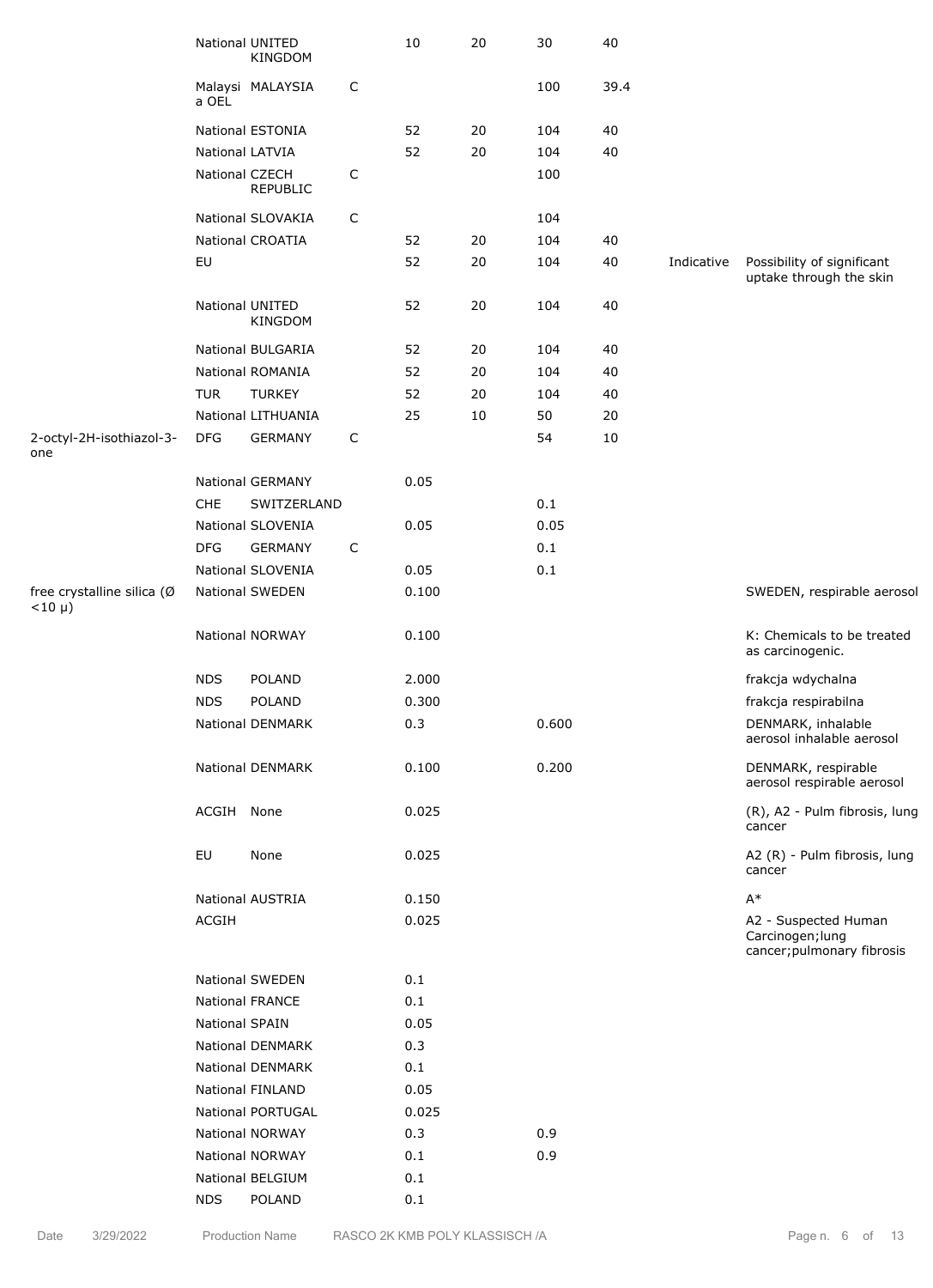| | | | | | | | | | |
|---|---|---|---|---|---|---|---|---|---|
| | National | UNITED KINGDOM | | 10 | 20 | 30 | 40 | | |
| | Malaysia OEL | MALAYSIA | C | | | 100 | 39.4 | | |
| | National | ESTONIA | | 52 | 20 | 104 | 40 | | |
| | National | LATVIA | | 52 | 20 | 104 | 40 | | |
| | National | CZECH REPUBLIC | C | | | 100 | | | |
| | National | SLOVAKIA | C | | | 104 | | | |
| | National | CROATIA | | 52 | 20 | 104 | 40 | | |
| | EU | | | 52 | 20 | 104 | 40 | Indicative | Possibility of significant uptake through the skin |
| | National | UNITED KINGDOM | | 52 | 20 | 104 | 40 | | |
| | National | BULGARIA | | 52 | 20 | 104 | 40 | | |
| | National | ROMANIA | | 52 | 20 | 104 | 40 | | |
| | TUR | TURKEY | | 52 | 20 | 104 | 40 | | |
| | National | LITHUANIA | | 25 | 10 | 50 | 20 | | |
| 2-octyl-2H-isothiazol-3-one | DFG | GERMANY | C | | | 54 | 10 | | |
| | National | GERMANY | | 0.05 | | | | | |
| | CHE | SWITZERLAND | | | | 0.1 | | | |
| | National | SLOVENIA | | 0.05 | | 0.05 | | | |
| | DFG | GERMANY | C | | | 0.1 | | | |
| | National | SLOVENIA | | 0.05 | | 0.1 | | | |
| free crystalline silica (Ø <10 µ) | National | SWEDEN | | 0.100 | | | | | SWEDEN, respirable aerosol |
| | National | NORWAY | | 0.100 | | | | | K: Chemicals to be treated as carcinogenic. |
| | NDS | POLAND | | 2.000 | | | | | frakcja wdychalna |
| | NDS | POLAND | | 0.300 | | | | | frakcja respirabilna |
| | National | DENMARK | | 0.3 | | 0.600 | | | DENMARK, inhalable aerosol inhalable aerosol |
| | National | DENMARK | | 0.100 | | 0.200 | | | DENMARK, respirable aerosol respirable aerosol |
| | ACGIH | None | | 0.025 | | | | | (R), A2 - Pulm fibrosis, lung cancer |
| | EU | None | | 0.025 | | | | | A2 (R) - Pulm fibrosis, lung cancer |
| | National | AUSTRIA | | 0.150 | | | | | A* |
| | ACGIH | | | 0.025 | | | | | A2 - Suspected Human Carcinogen;lung cancer;pulmonary fibrosis |
| | National | SWEDEN | | 0.1 | | | | | |
| | National | FRANCE | | 0.1 | | | | | |
| | National | SPAIN | | 0.05 | | | | | |
| | National | DENMARK | | 0.3 | | | | | |
| | National | DENMARK | | 0.1 | | | | | |
| | National | FINLAND | | 0.05 | | | | | |
| | National | PORTUGAL | | 0.025 | | | | | |
| | National | NORWAY | | 0.3 | | 0.9 | | | |
| | National | NORWAY | | 0.1 | | 0.9 | | | |
| | National | BELGIUM | | 0.1 | | | | | |
| | NDS | POLAND | | 0.1 | | | | | |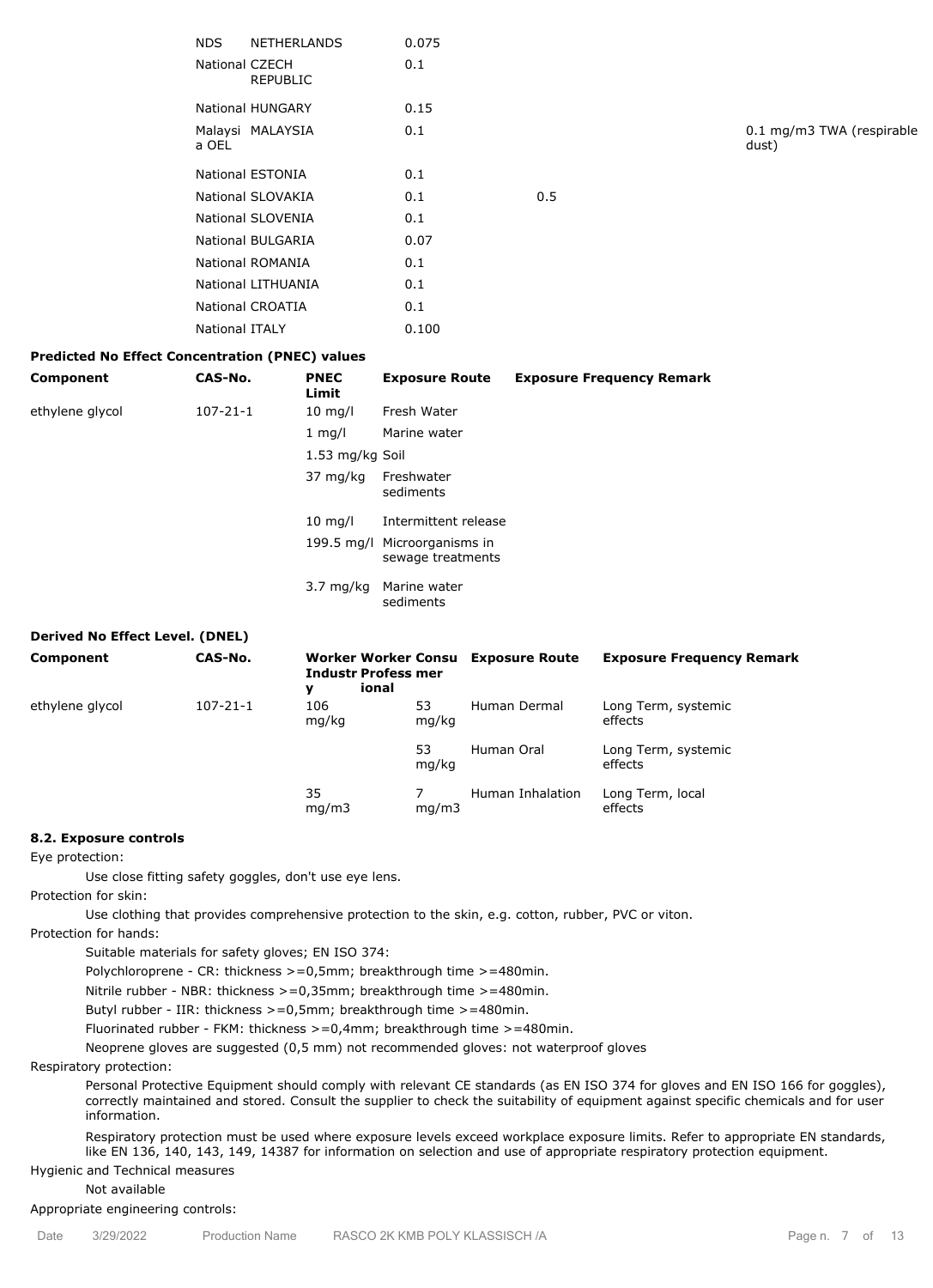| | | | | |
|---|---|---|---|---|
| NDS | NETHERLANDS | 0.075 | | |
| National | CZECH REPUBLIC | 0.1 | | |
| National | HUNGARY | 0.15 | | |
| Malaysia OEL | MALAYSIA | 0.1 | | 0.1 mg/m3 TWA (respirable dust) |
| National | ESTONIA | 0.1 | | |
| National | SLOVAKIA | 0.1 | 0.5 | |
| National | SLOVENIA | 0.1 | | |
| National | BULGARIA | 0.07 | | |
| National | ROMANIA | 0.1 | | |
| National | LITHUANIA | 0.1 | | |
| National | CROATIA | 0.1 | | |
| National | ITALY | 0.100 | | |

**Predicted No Effect Concentration (PNEC) values**

| Component | CAS-No. | PNEC Limit | Exposure Route | Exposure Frequency Remark |
|---|---|---|---|---|
| ethylene glycol | 107-21-1 | 10 mg/l | Fresh Water | |
| | | 1 mg/l | Marine water | |
| | | 1.53 mg/kg | Soil | |
| | | 37 mg/kg | Freshwater sediments | |
| | | 10 mg/l | Intermittent release | |
| | | 199.5 mg/l | Microorganisms in sewage treatments | |
| | | 3.7 mg/kg | Marine water sediments | |

**Derived No Effect Level. (DNEL)**

| Component | CAS-No. | Worker Industry | Worker Professional | Consumer | Exposure Route | Exposure Frequency Remark |
|---|---|---|---|---|---|---|
| ethylene glycol | 107-21-1 | 106 mg/kg | | 53 mg/kg | Human Dermal | Long Term, systemic effects |
| | | | | 53 mg/kg | Human Oral | Long Term, systemic effects |
| | | 35 mg/m3 | | 7 mg/m3 | Human Inhalation | Long Term, local effects |

**8.2. Exposure controls**

Eye protection:

Use close fitting safety goggles, don't use eye lens.

Protection for skin:

Use clothing that provides comprehensive protection to the skin, e.g. cotton, rubber, PVC or viton.

Protection for hands:

Suitable materials for safety gloves; EN ISO 374:

Polychloroprene - CR: thickness >=0,5mm; breakthrough time >=480min.

Nitrile rubber - NBR: thickness >=0,35mm; breakthrough time >=480min.

Butyl rubber - IIR: thickness >=0,5mm; breakthrough time >=480min.

Fluorinated rubber - FKM: thickness >=0,4mm; breakthrough time >=480min.

Neoprene gloves are suggested (0,5 mm) not recommended gloves: not waterproof gloves

Respiratory protection:

Personal Protective Equipment should comply with relevant CE standards (as EN ISO 374 for gloves and EN ISO 166 for goggles), correctly maintained and stored. Consult the supplier to check the suitability of equipment against specific chemicals and for user information.

Respiratory protection must be used where exposure levels exceed workplace exposure limits. Refer to appropriate EN standards, like EN 136, 140, 143, 149, 14387 for information on selection and use of appropriate respiratory protection equipment.

Hygienic and Technical measures

Not available

Appropriate engineering controls: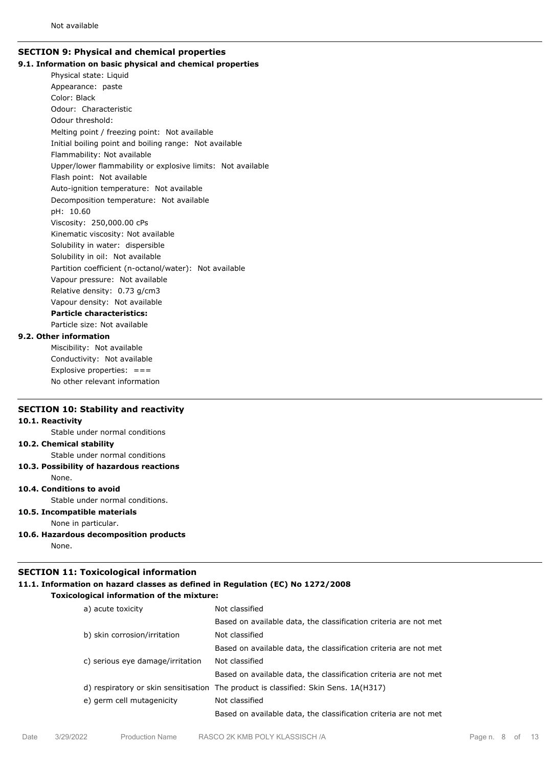Not available

## SECTION 9: Physical and chemical properties

### 9.1. Information on basic physical and chemical properties

Physical state: Liquid
Appearance: paste
Color: Black
Odour: Characteristic
Odour threshold:
Melting point / freezing point: Not available
Initial boiling point and boiling range: Not available
Flammability: Not available
Upper/lower flammability or explosive limits: Not available
Flash point: Not available
Auto-ignition temperature: Not available
Decomposition temperature: Not available
pH: 10.60
Viscosity: 250,000.00 cPs
Kinematic viscosity: Not available
Solubility in water: dispersible
Solubility in oil: Not available
Partition coefficient (n-octanol/water): Not available
Vapour pressure: Not available
Relative density: 0.73 g/cm3
Vapour density: Not available
**Particle characteristics:**
Particle size: Not available

### 9.2. Other information

Miscibility: Not available
Conductivity: Not available
Explosive properties: ===
No other relevant information

## SECTION 10: Stability and reactivity

### 10.1. Reactivity

Stable under normal conditions

### 10.2. Chemical stability

Stable under normal conditions

### 10.3. Possibility of hazardous reactions

None.

### 10.4. Conditions to avoid

Stable under normal conditions.

### 10.5. Incompatible materials

None in particular.

### 10.6. Hazardous decomposition products

None.

## SECTION 11: Toxicological information

### 11.1. Information on hazard classes as defined in Regulation (EC) No 1272/2008

**Toxicological information of the mixture:**

| | |
|---|---|
| a) acute toxicity | Not classified |
| | Based on available data, the classification criteria are not met |
| b) skin corrosion/irritation | Not classified |
| | Based on available data, the classification criteria are not met |
| c) serious eye damage/irritation | Not classified |
| | Based on available data, the classification criteria are not met |
| d) respiratory or skin sensitisation | The product is classified: Skin Sens. 1A(H317) |
| e) germ cell mutagenicity | Not classified |
| | Based on available data, the classification criteria are not met |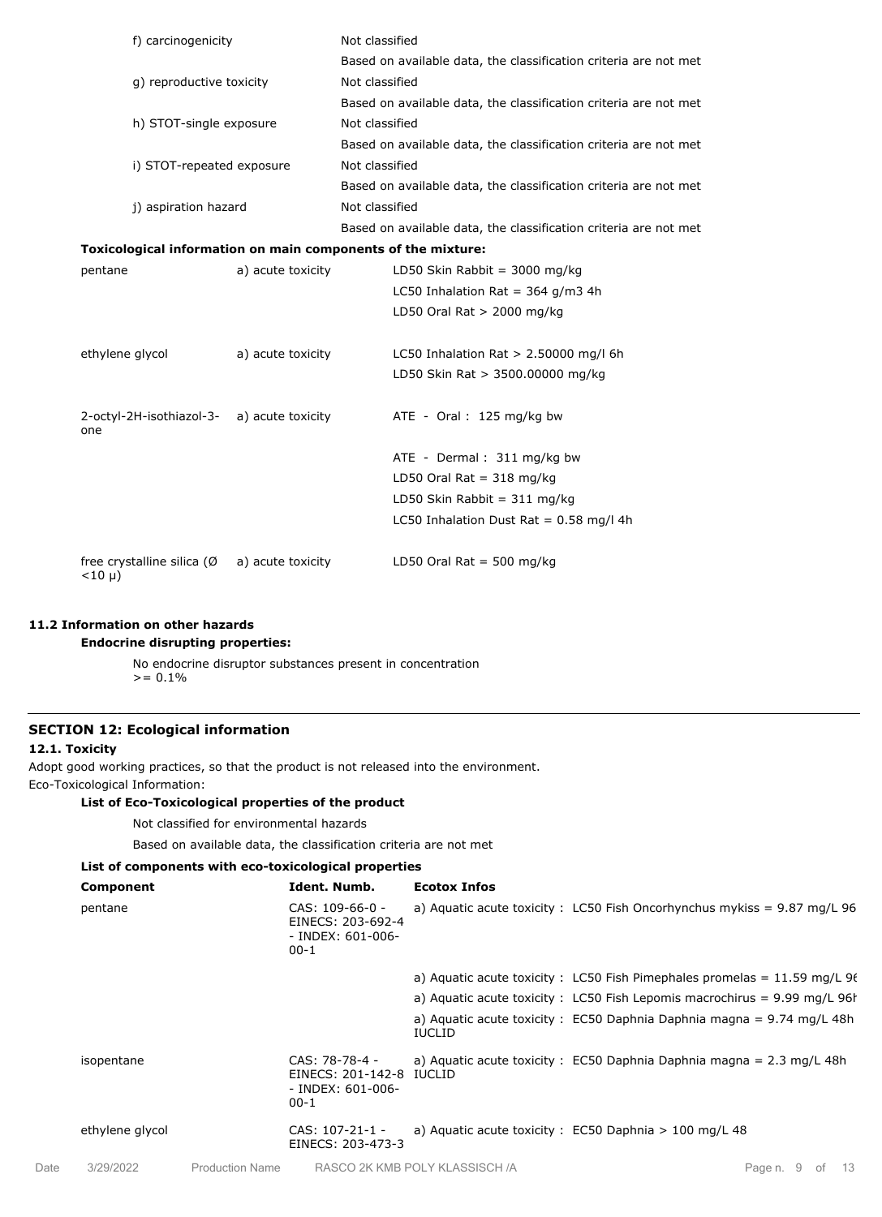| | |
|---|---|
| f) carcinogenicity | Not classified<br>Based on available data, the classification criteria are not met |
| g) reproductive toxicity | Not classified<br>Based on available data, the classification criteria are not met |
| h) STOT-single exposure | Not classified<br>Based on available data, the classification criteria are not met |
| i) STOT-repeated exposure | Not classified<br>Based on available data, the classification criteria are not met |
| j) aspiration hazard | Not classified<br>Based on available data, the classification criteria are not met |

**Toxicological information on main components of the mixture:**

| | | |
|---|---|---|
| pentane | a) acute toxicity | LD50 Skin Rabbit = 3000 mg/kg<br>LC50 Inhalation Rat = 364 g/m3 4h<br>LD50 Oral Rat > 2000 mg/kg |
| ethylene glycol | a) acute toxicity | LC50 Inhalation Rat > 2.50000 mg/l 6h<br>LD50 Skin Rat > 3500.00000 mg/kg |
| 2-octyl-2H-isothiazol-3-one | a) acute toxicity | ATE - Oral : 125 mg/kg bw<br>ATE - Dermal : 311 mg/kg bw<br>LD50 Oral Rat = 318 mg/kg<br>LD50 Skin Rabbit = 311 mg/kg<br>LC50 Inhalation Dust Rat = 0.58 mg/l 4h |
| free crystalline silica (Ø <10 µ) | a) acute toxicity | LD50 Oral Rat = 500 mg/kg |

### 11.2 Information on other hazards

**Endocrine disrupting properties:**

No endocrine disruptor substances present in concentration >= 0.1%

## SECTION 12: Ecological information

### 12.1. Toxicity

Adopt good working practices, so that the product is not released into the environment.

Eco-Toxicological Information:

**List of Eco-Toxicological properties of the product**

Not classified for environmental hazards

Based on available data, the classification criteria are not met

**List of components with eco-toxicological properties**

| Component | Ident. Numb. | Ecotox Infos |
|---|---|---|
| pentane | CAS: 109-66-0 - EINECS: 203-692-4 - INDEX: 601-006-00-1 | a) Aquatic acute toxicity : LC50 Fish Oncorhynchus mykiss = 9.87 mg/L 96 |
| | | a) Aquatic acute toxicity : LC50 Fish Pimephales promelas = 11.59 mg/L 96 |
| | | a) Aquatic acute toxicity : LC50 Fish Lepomis macrochirus = 9.99 mg/L 96h |
| | | a) Aquatic acute toxicity : EC50 Daphnia Daphnia magna = 9.74 mg/L 48h IUCLID |
| isopentane | CAS: 78-78-4 - EINECS: 201-142-8 - INDEX: 601-006-00-1 | a) Aquatic acute toxicity : EC50 Daphnia Daphnia magna = 2.3 mg/L 48h IUCLID |
| ethylene glycol | CAS: 107-21-1 - EINECS: 203-473-3 | a) Aquatic acute toxicity : EC50 Daphnia > 100 mg/L 48 |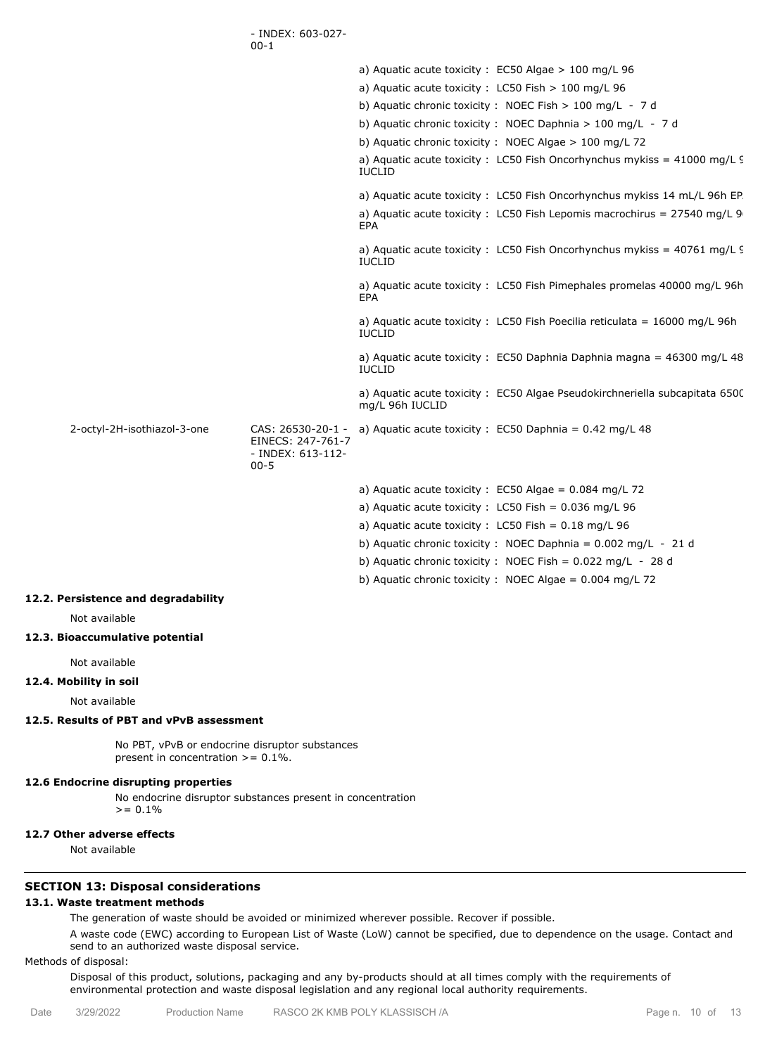| | | |
|---|---|---|
| | - INDEX: 603-027-00-1 | |
| | | a) Aquatic acute toxicity : EC50 Algae > 100 mg/L 96 |
| | | a) Aquatic acute toxicity : LC50 Fish > 100 mg/L 96 |
| | | b) Aquatic chronic toxicity : NOEC Fish > 100 mg/L - 7 d |
| | | b) Aquatic chronic toxicity : NOEC Daphnia > 100 mg/L - 7 d |
| | | b) Aquatic chronic toxicity : NOEC Algae > 100 mg/L 72 |
| | | a) Aquatic acute toxicity : LC50 Fish Oncorhynchus mykiss = 41000 mg/L 9 IUCLID |
| | | a) Aquatic acute toxicity : LC50 Fish Oncorhynchus mykiss 14 mL/L 96h EP |
| | | a) Aquatic acute toxicity : LC50 Fish Lepomis macrochirus = 27540 mg/L 9 EPA |
| | | a) Aquatic acute toxicity : LC50 Fish Oncorhynchus mykiss = 40761 mg/L 9 IUCLID |
| | | a) Aquatic acute toxicity : LC50 Fish Pimephales promelas 40000 mg/L 96h EPA |
| | | a) Aquatic acute toxicity : LC50 Fish Poecilia reticulata = 16000 mg/L 96h IUCLID |
| | | a) Aquatic acute toxicity : EC50 Daphnia Daphnia magna = 46300 mg/L 48 IUCLID |
| | | a) Aquatic acute toxicity : EC50 Algae Pseudokirchneriella subcapitata 650 mg/L 96h IUCLID |
| 2-octyl-2H-isothiazol-3-one | CAS: 26530-20-1 - EINECS: 247-761-7 - INDEX: 613-112-00-5 | a) Aquatic acute toxicity : EC50 Daphnia = 0.42 mg/L 48 |
| | | a) Aquatic acute toxicity : EC50 Algae = 0.084 mg/L 72 |
| | | a) Aquatic acute toxicity : LC50 Fish = 0.036 mg/L 96 |
| | | a) Aquatic acute toxicity : LC50 Fish = 0.18 mg/L 96 |
| | | b) Aquatic chronic toxicity : NOEC Daphnia = 0.002 mg/L - 21 d |
| | | b) Aquatic chronic toxicity : NOEC Fish = 0.022 mg/L - 28 d |
| | | b) Aquatic chronic toxicity : NOEC Algae = 0.004 mg/L 72 |

### 12.2. Persistence and degradability

Not available

### 12.3. Bioaccumulative potential

Not available

### 12.4. Mobility in soil

Not available

### 12.5. Results of PBT and vPvB assessment

No PBT, vPvB or endocrine disruptor substances present in concentration >= 0.1%.

### 12.6 Endocrine disrupting properties

No endocrine disruptor substances present in concentration >= 0.1%

### 12.7 Other adverse effects

Not available

## SECTION 13: Disposal considerations

### 13.1. Waste treatment methods

The generation of waste should be avoided or minimized wherever possible. Recover if possible.

A waste code (EWC) according to European List of Waste (LoW) cannot be specified, due to dependence on the usage. Contact and send to an authorized waste disposal service.

Methods of disposal:

Disposal of this product, solutions, packaging and any by-products should at all times comply with the requirements of environmental protection and waste disposal legislation and any regional local authority requirements.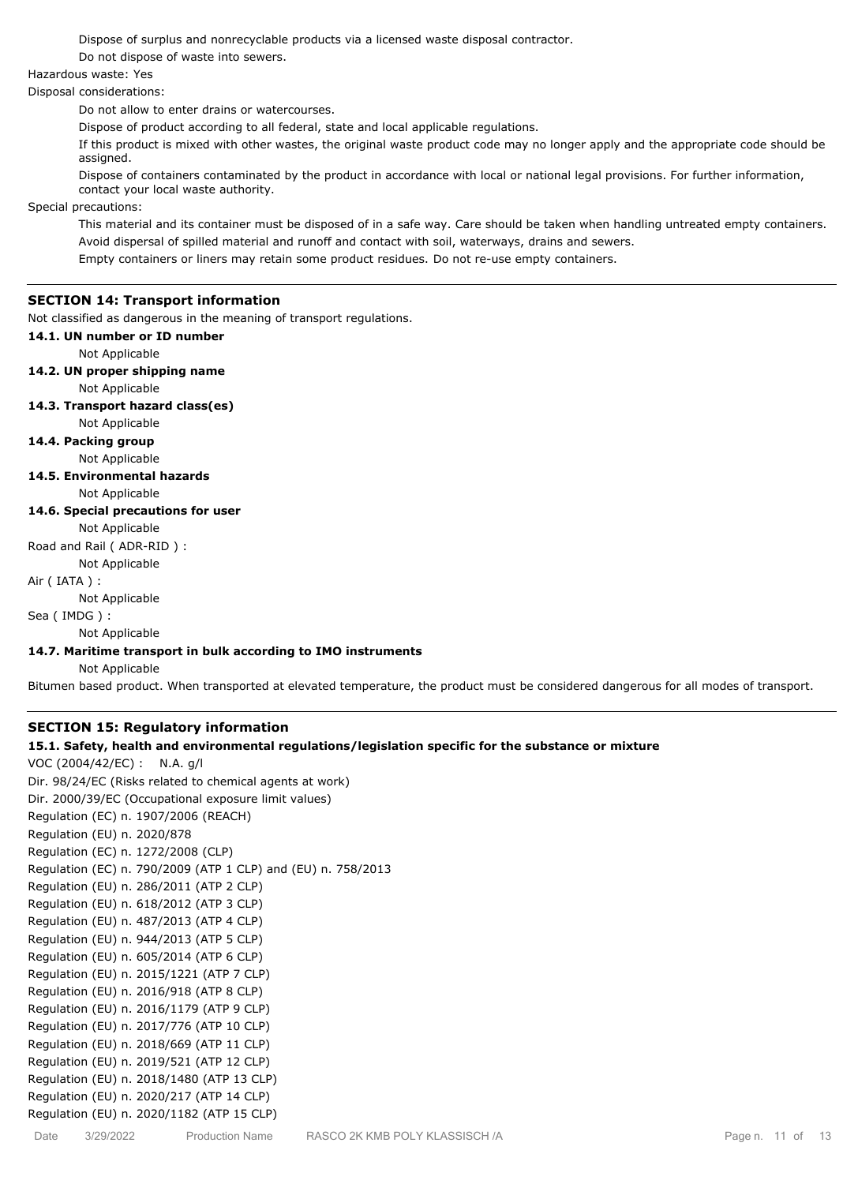Dispose of surplus and nonrecyclable products via a licensed waste disposal contractor.

Do not dispose of waste into sewers.

Hazardous waste: Yes

Disposal considerations:

Do not allow to enter drains or watercourses.

Dispose of product according to all federal, state and local applicable regulations.

If this product is mixed with other wastes, the original waste product code may no longer apply and the appropriate code should be assigned.

Dispose of containers contaminated by the product in accordance with local or national legal provisions. For further information, contact your local waste authority.

Special precautions:

This material and its container must be disposed of in a safe way. Care should be taken when handling untreated empty containers.

Avoid dispersal of spilled material and runoff and contact with soil, waterways, drains and sewers.

Empty containers or liners may retain some product residues. Do not re-use empty containers.

## SECTION 14: Transport information

Not classified as dangerous in the meaning of transport regulations.

**14.1. UN number or ID number**

Not Applicable

**14.2. UN proper shipping name**

Not Applicable

**14.3. Transport hazard class(es)**

Not Applicable

**14.4. Packing group**

Not Applicable

**14.5. Environmental hazards**

Not Applicable

**14.6. Special precautions for user**

Not Applicable

Road and Rail ( ADR-RID ) :

Not Applicable

Air ( IATA ) :

Not Applicable

Sea ( IMDG ) :

Not Applicable

**14.7. Maritime transport in bulk according to IMO instruments**

Not Applicable

Bitumen based product. When transported at elevated temperature, the product must be considered dangerous for all modes of transport.

## SECTION 15: Regulatory information

**15.1. Safety, health and environmental regulations/legislation specific for the substance or mixture**

VOC (2004/42/EC) : N.A. g/l

Dir. 98/24/EC (Risks related to chemical agents at work)

Dir. 2000/39/EC (Occupational exposure limit values)

Regulation (EC) n. 1907/2006 (REACH)

Regulation (EU) n. 2020/878

Regulation (EC) n. 1272/2008 (CLP)

Regulation (EC) n. 790/2009 (ATP 1 CLP) and (EU) n. 758/2013

Regulation (EU) n. 286/2011 (ATP 2 CLP)

Regulation (EU) n. 618/2012 (ATP 3 CLP)

Regulation (EU) n. 487/2013 (ATP 4 CLP)

Regulation (EU) n. 944/2013 (ATP 5 CLP)

Regulation (EU) n. 605/2014 (ATP 6 CLP)

Regulation (EU) n. 2015/1221 (ATP 7 CLP)

Regulation (EU) n. 2016/918 (ATP 8 CLP)

Regulation (EU) n. 2016/1179 (ATP 9 CLP)

Regulation (EU) n. 2017/776 (ATP 10 CLP)

Regulation (EU) n. 2018/669 (ATP 11 CLP)

Regulation (EU) n. 2019/521 (ATP 12 CLP)

Regulation (EU) n. 2018/1480 (ATP 13 CLP)

Regulation (EU) n. 2020/217 (ATP 14 CLP)

Regulation (EU) n. 2020/1182 (ATP 15 CLP)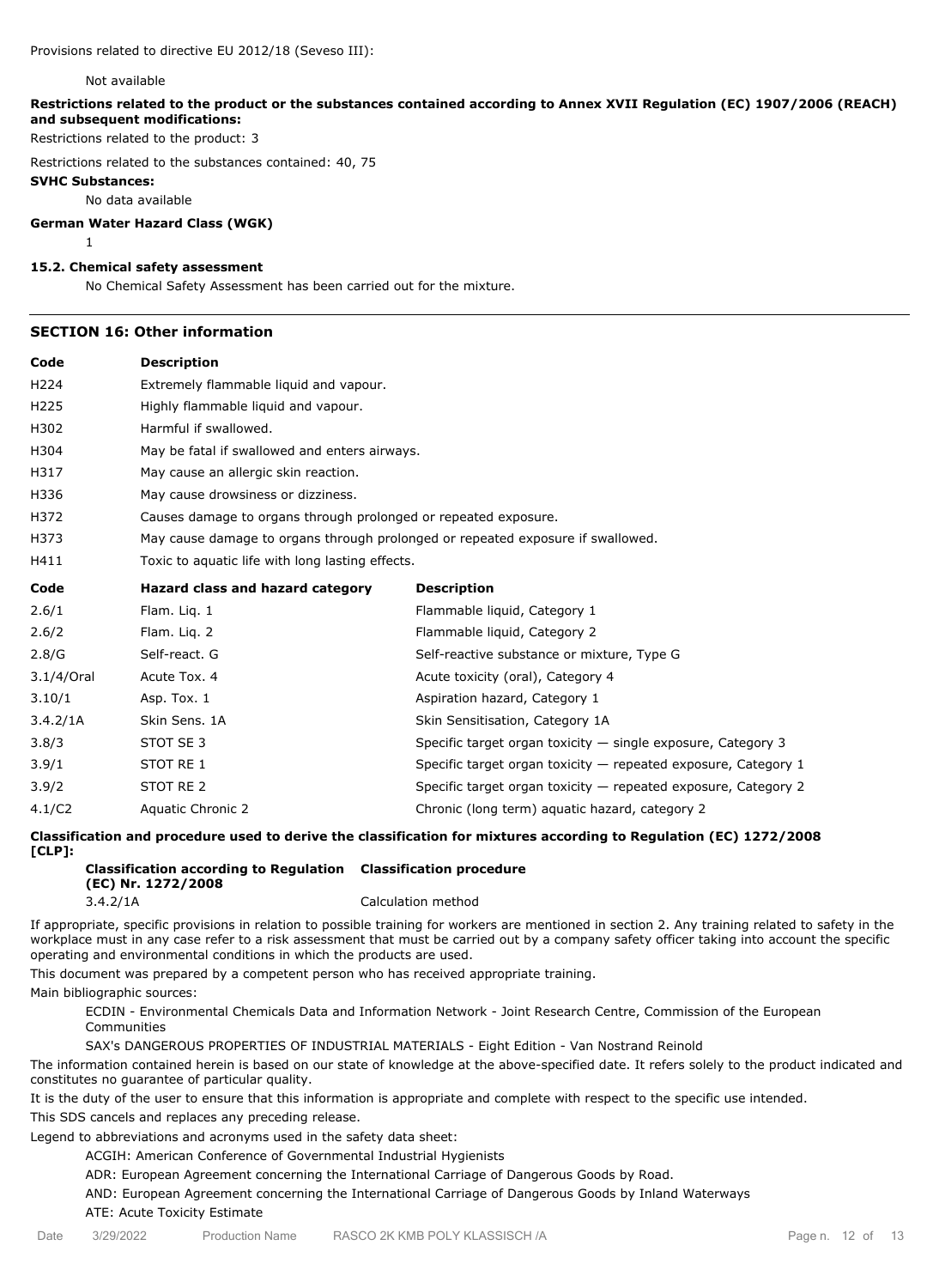Provisions related to directive EU 2012/18 (Seveso III):

Not available

**Restrictions related to the product or the substances contained according to Annex XVII Regulation (EC) 1907/2006 (REACH) and subsequent modifications:**

Restrictions related to the product: 3

Restrictions related to the substances contained: 40, 75

**SVHC Substances:**

No data available

**German Water Hazard Class (WGK)**

1

**15.2. Chemical safety assessment**

No Chemical Safety Assessment has been carried out for the mixture.

## SECTION 16: Other information

| Code | Description |
|---|---|
| H224 | Extremely flammable liquid and vapour. |
| H225 | Highly flammable liquid and vapour. |
| H302 | Harmful if swallowed. |
| H304 | May be fatal if swallowed and enters airways. |
| H317 | May cause an allergic skin reaction. |
| H336 | May cause drowsiness or dizziness. |
| H372 | Causes damage to organs through prolonged or repeated exposure. |
| H373 | May cause damage to organs through prolonged or repeated exposure if swallowed. |
| H411 | Toxic to aquatic life with long lasting effects. |

| Code | Hazard class and hazard category | Description |
|---|---|---|
| 2.6/1 | Flam. Liq. 1 | Flammable liquid, Category 1 |
| 2.6/2 | Flam. Liq. 2 | Flammable liquid, Category 2 |
| 2.8/G | Self-react. G | Self-reactive substance or mixture, Type G |
| 3.1/4/Oral | Acute Tox. 4 | Acute toxicity (oral), Category 4 |
| 3.10/1 | Asp. Tox. 1 | Aspiration hazard, Category 1 |
| 3.4.2/1A | Skin Sens. 1A | Skin Sensitisation, Category 1A |
| 3.8/3 | STOT SE 3 | Specific target organ toxicity — single exposure, Category 3 |
| 3.9/1 | STOT RE 1 | Specific target organ toxicity — repeated exposure, Category 1 |
| 3.9/2 | STOT RE 2 | Specific target organ toxicity — repeated exposure, Category 2 |
| 4.1/C2 | Aquatic Chronic 2 | Chronic (long term) aquatic hazard, category 2 |

**Classification and procedure used to derive the classification for mixtures according to Regulation (EC) 1272/2008 [CLP]:**

| Classification according to Regulation (EC) Nr. 1272/2008 | Classification procedure |
|---|---|
| 3.4.2/1A | Calculation method |

If appropriate, specific provisions in relation to possible training for workers are mentioned in section 2. Any training related to safety in the workplace must in any case refer to a risk assessment that must be carried out by a company safety officer taking into account the specific operating and environmental conditions in which the products are used.

This document was prepared by a competent person who has received appropriate training.

Main bibliographic sources:

ECDIN - Environmental Chemicals Data and Information Network - Joint Research Centre, Commission of the European Communities

SAX's DANGEROUS PROPERTIES OF INDUSTRIAL MATERIALS - Eight Edition - Van Nostrand Reinold

The information contained herein is based on our state of knowledge at the above-specified date. It refers solely to the product indicated and constitutes no guarantee of particular quality.

It is the duty of the user to ensure that this information is appropriate and complete with respect to the specific use intended.

This SDS cancels and replaces any preceding release.

Legend to abbreviations and acronyms used in the safety data sheet:

ACGIH: American Conference of Governmental Industrial Hygienists

ADR: European Agreement concerning the International Carriage of Dangerous Goods by Road.

AND: European Agreement concerning the International Carriage of Dangerous Goods by Inland Waterways

ATE: Acute Toxicity Estimate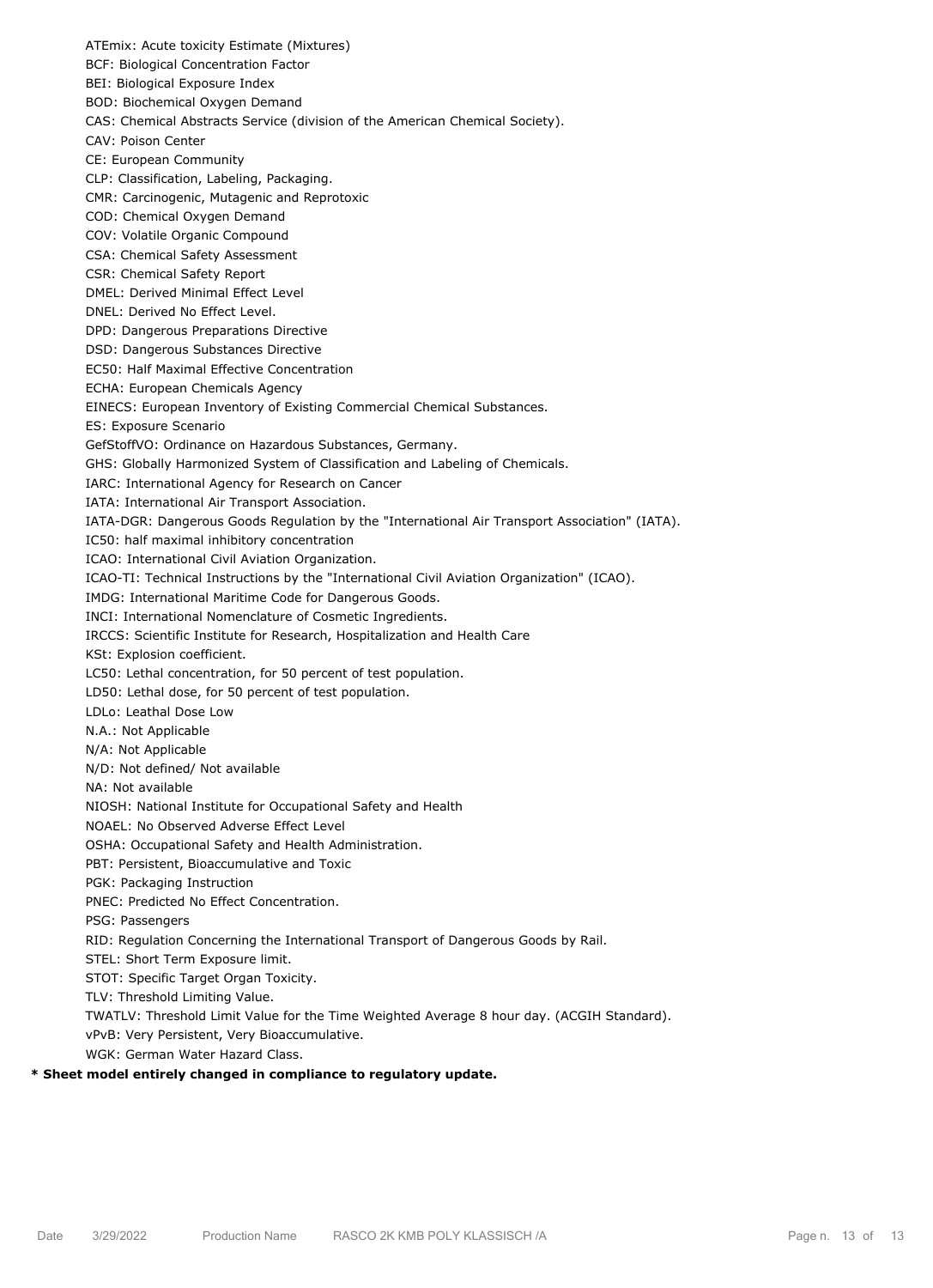ATEmix: Acute toxicity Estimate (Mixtures)

BCF: Biological Concentration Factor

BEI: Biological Exposure Index

BOD: Biochemical Oxygen Demand

CAS: Chemical Abstracts Service (division of the American Chemical Society).

CAV: Poison Center

CE: European Community

CLP: Classification, Labeling, Packaging.

CMR: Carcinogenic, Mutagenic and Reprotoxic

COD: Chemical Oxygen Demand

COV: Volatile Organic Compound

CSA: Chemical Safety Assessment

CSR: Chemical Safety Report

DMEL: Derived Minimal Effect Level

DNEL: Derived No Effect Level.

DPD: Dangerous Preparations Directive

DSD: Dangerous Substances Directive

EC50: Half Maximal Effective Concentration

ECHA: European Chemicals Agency

EINECS: European Inventory of Existing Commercial Chemical Substances.

ES: Exposure Scenario

GefStoffVO: Ordinance on Hazardous Substances, Germany.

GHS: Globally Harmonized System of Classification and Labeling of Chemicals.

IARC: International Agency for Research on Cancer

IATA: International Air Transport Association.

IATA-DGR: Dangerous Goods Regulation by the "International Air Transport Association" (IATA).

IC50: half maximal inhibitory concentration

ICAO: International Civil Aviation Organization.

ICAO-TI: Technical Instructions by the "International Civil Aviation Organization" (ICAO).

IMDG: International Maritime Code for Dangerous Goods.

INCI: International Nomenclature of Cosmetic Ingredients.

IRCCS: Scientific Institute for Research, Hospitalization and Health Care

KSt: Explosion coefficient.

LC50: Lethal concentration, for 50 percent of test population.

LD50: Lethal dose, for 50 percent of test population.

LDLo: Leathal Dose Low

N.A.: Not Applicable

N/A: Not Applicable

N/D: Not defined/ Not available

NA: Not available

NIOSH: National Institute for Occupational Safety and Health

NOAEL: No Observed Adverse Effect Level

OSHA: Occupational Safety and Health Administration.

PBT: Persistent, Bioaccumulative and Toxic

PGK: Packaging Instruction

PNEC: Predicted No Effect Concentration.

PSG: Passengers

RID: Regulation Concerning the International Transport of Dangerous Goods by Rail.

STEL: Short Term Exposure limit.

STOT: Specific Target Organ Toxicity.

TLV: Threshold Limiting Value.

TWATLV: Threshold Limit Value for the Time Weighted Average 8 hour day. (ACGIH Standard).

vPvB: Very Persistent, Very Bioaccumulative.

WGK: German Water Hazard Class.

**\* Sheet model entirely changed in compliance to regulatory update.**